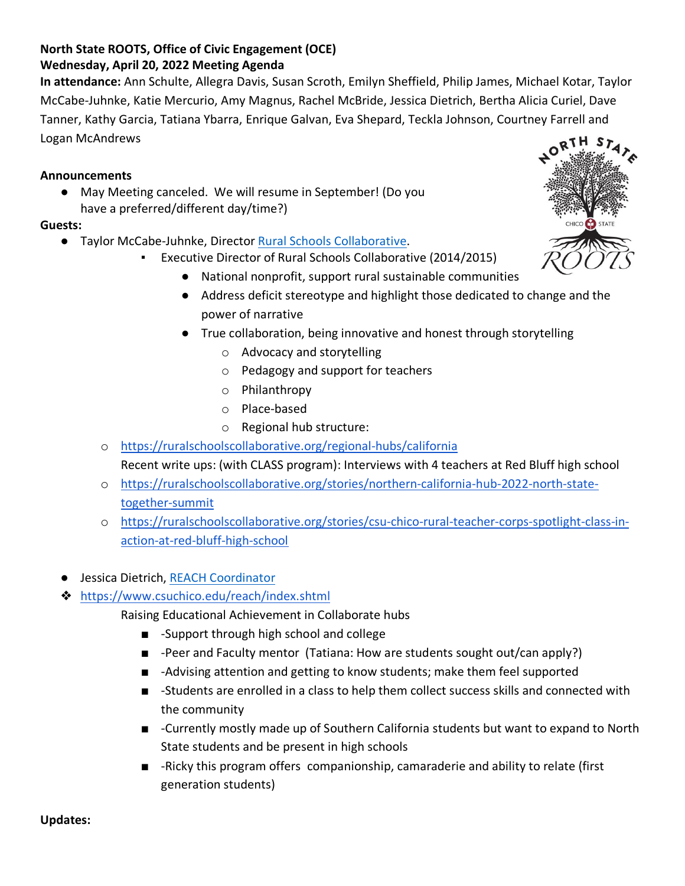**North State ROOTS, Office of Civic Engagement (OCE)**
**Wednesday, April 20, 2022 Meeting Agenda**

**In attendance:** Ann Schulte, Allegra Davis, Susan Scroth, Emilyn Sheffield, Philip James, Michael Kotar, Taylor McCabe-Juhnke, Katie Mercurio, Amy Magnus, Rachel McBride, Jessica Dietrich, Bertha Alicia Curiel, Dave Tanner, Kathy Garcia, Tatiana Ybarra, Enrique Galvan, Eva Shepard, Teckla Johnson, Courtney Farrell and Logan McAndrews

**Announcements**

- May Meeting canceled. We will resume in September! (Do you have a preferred/different day/time?)

**Guests:**

- Taylor McCabe-Juhnke, Director [Rural Schools Collaborative](https://ruralschoolscollaborative.org).
  - Executive Director of Rural Schools Collaborative (2014/2015)
    - National nonprofit, support rural sustainable communities
    - Address deficit stereotype and highlight those dedicated to change and the power of narrative
    - True collaboration, being innovative and honest through storytelling
      - Advocacy and storytelling
      - Pedagogy and support for teachers
      - Philanthropy
      - Place-based
      - Regional hub structure:
  - https://ruralschoolscollaborative.org/regional-hubs/california

    Recent write ups: (with CLASS program): Interviews with 4 teachers at Red Bluff high school
  - https://ruralschoolscollaborative.org/stories/northern-california-hub-2022-north-state-together-summit
  - https://ruralschoolscollaborative.org/stories/csu-chico-rural-teacher-corps-spotlight-class-in-action-at-red-bluff-high-school

- Jessica Dietrich, [REACH Coordinator](https://www.csuchico.edu/reach/index.shtml)
- https://www.csuchico.edu/reach/index.shtml

  Raising Educational Achievement in Collaborate hubs
  - -Support through high school and college
  - -Peer and Faculty mentor (Tatiana: How are students sought out/can apply?)
  - -Advising attention and getting to know students; make them feel supported
  - -Students are enrolled in a class to help them collect success skills and connected with the community
  - -Currently mostly made up of Southern California students but want to expand to North State students and be present in high schools
  - -Ricky this program offers companionship, camaraderie and ability to relate (first generation students)

**Updates:**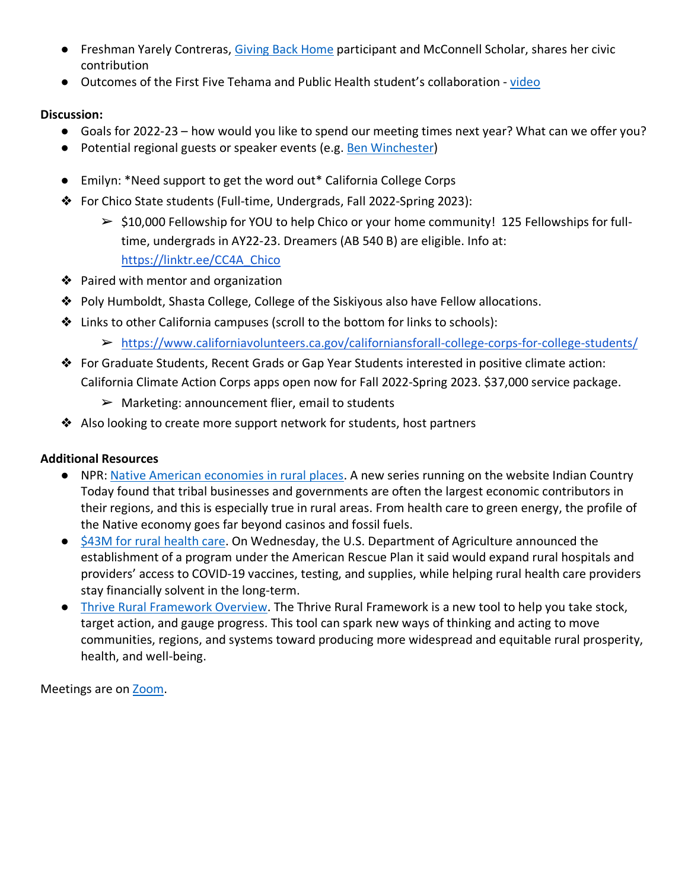- Freshman Yarely Contreras, Giving Back Home participant and McConnell Scholar, shares her civic contribution
- Outcomes of the First Five Tehama and Public Health student's collaboration - video

**Discussion:**

- Goals for 2022-23 – how would you like to spend our meeting times next year? What can we offer you?
- Potential regional guests or speaker events (e.g. Ben Winchester)

- Emilyn: *Need support to get the word out* California College Corps
- For Chico State students (Full-time, Undergrads, Fall 2022-Spring 2023):
  - $10,000 Fellowship for YOU to help Chico or your home community! 125 Fellowships for full-time, undergrads in AY22-23. Dreamers (AB 540 B) are eligible. Info at: https://linktr.ee/CC4A_Chico
- Paired with mentor and organization
- Poly Humboldt, Shasta College, College of the Siskiyous also have Fellow allocations.
- Links to other California campuses (scroll to the bottom for links to schools):
  - https://www.californiavolunteers.ca.gov/californiansforall-college-corps-for-college-students/
- For Graduate Students, Recent Grads or Gap Year Students interested in positive climate action: California Climate Action Corps apps open now for Fall 2022-Spring 2023. $37,000 service package.
  - Marketing: announcement flier, email to students
- Also looking to create more support network for students, host partners

**Additional Resources**

- NPR: Native American economies in rural places. A new series running on the website Indian Country Today found that tribal businesses and governments are often the largest economic contributors in their regions, and this is especially true in rural areas. From health care to green energy, the profile of the Native economy goes far beyond casinos and fossil fuels.
- $43M for rural health care. On Wednesday, the U.S. Department of Agriculture announced the establishment of a program under the American Rescue Plan it said would expand rural hospitals and providers' access to COVID-19 vaccines, testing, and supplies, while helping rural health care providers stay financially solvent in the long-term.
- Thrive Rural Framework Overview. The Thrive Rural Framework is a new tool to help you take stock, target action, and gauge progress. This tool can spark new ways of thinking and acting to move communities, regions, and systems toward producing more widespread and equitable rural prosperity, health, and well-being.

Meetings are on Zoom.